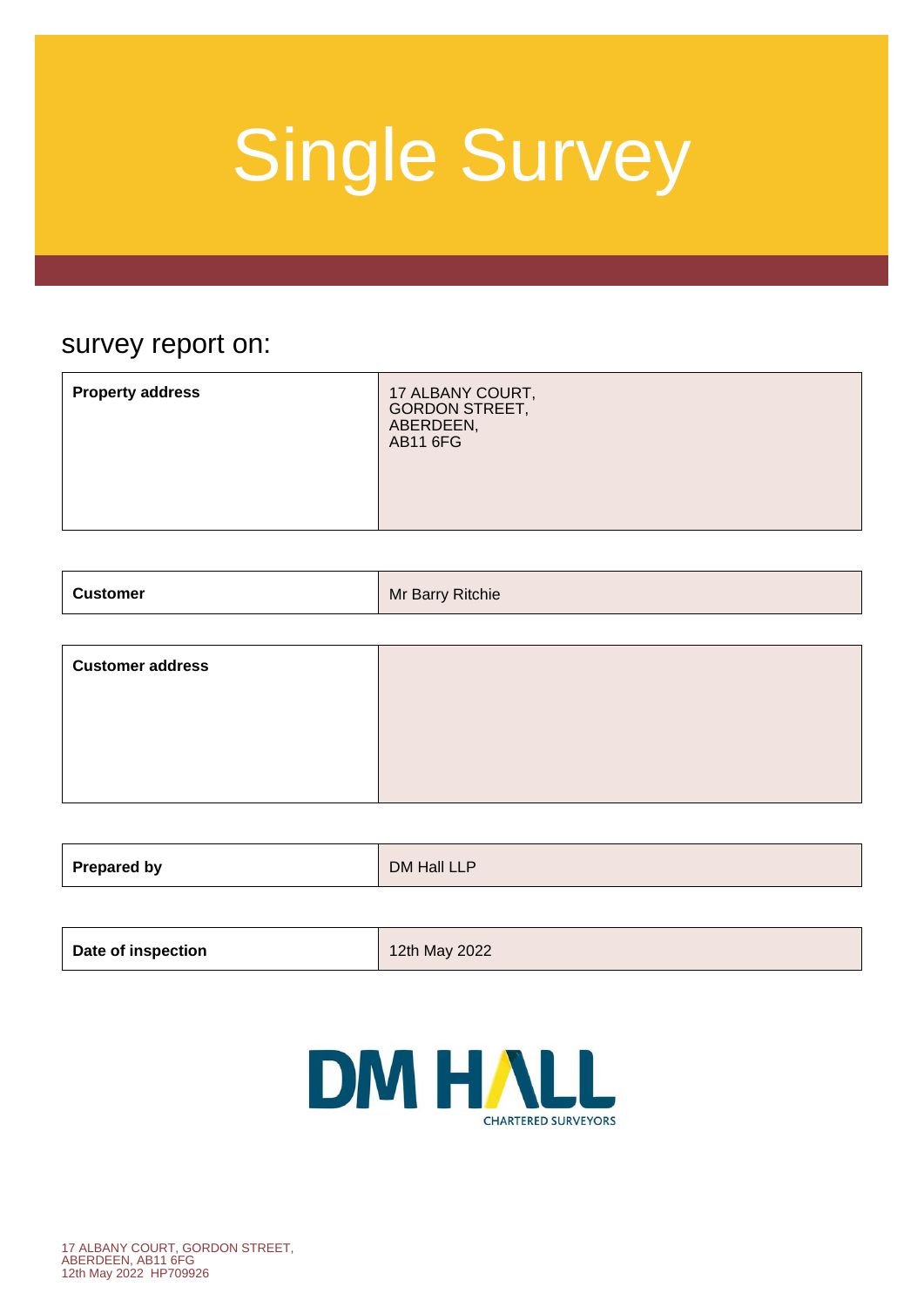# Single Survey

## survey report on:

| | |
|---|---|
| **Property address** | 17 ALBANY COURT,<br>GORDON STREET,<br>ABERDEEN,<br>AB11 6FG |

| | |
|---|---|
| **Customer** | Mr Barry Ritchie |

| | |
|---|---|
| **Customer address** | |

| | |
|---|---|
| **Prepared by** | DM Hall LLP |

| | |
|---|---|
| **Date of inspection** | 12th May 2022 |

DM HALL
CHARTERED SURVEYORS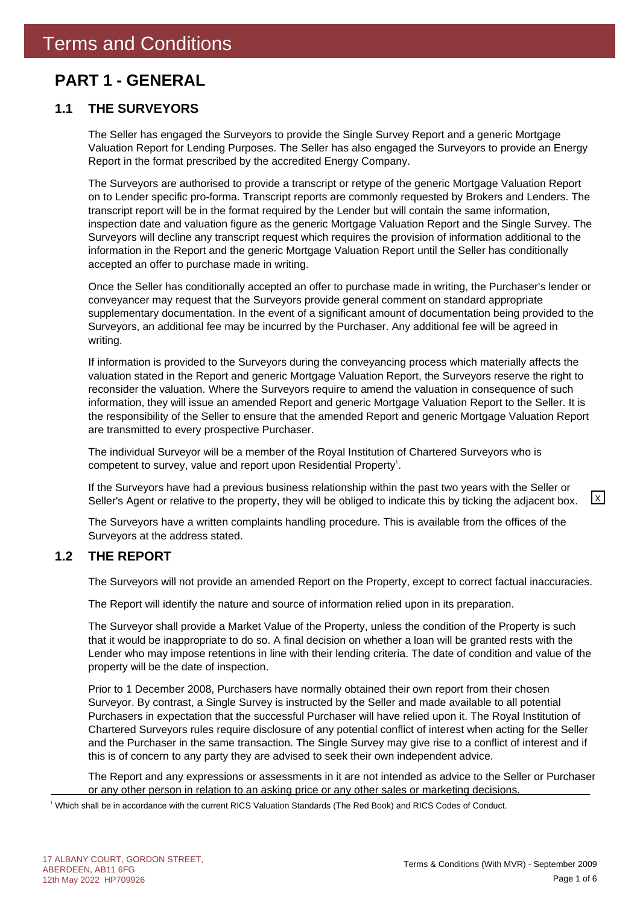# Terms and Conditions

## PART 1 - GENERAL

### 1.1 THE SURVEYORS

The Seller has engaged the Surveyors to provide the Single Survey Report and a generic Mortgage Valuation Report for Lending Purposes. The Seller has also engaged the Surveyors to provide an Energy Report in the format prescribed by the accredited Energy Company.

The Surveyors are authorised to provide a transcript or retype of the generic Mortgage Valuation Report on to Lender specific pro-forma. Transcript reports are commonly requested by Brokers and Lenders. The transcript report will be in the format required by the Lender but will contain the same information, inspection date and valuation figure as the generic Mortgage Valuation Report and the Single Survey. The Surveyors will decline any transcript request which requires the provision of information additional to the information in the Report and the generic Mortgage Valuation Report until the Seller has conditionally accepted an offer to purchase made in writing.

Once the Seller has conditionally accepted an offer to purchase made in writing, the Purchaser's lender or conveyancer may request that the Surveyors provide general comment on standard appropriate supplementary documentation. In the event of a significant amount of documentation being provided to the Surveyors, an additional fee may be incurred by the Purchaser. Any additional fee will be agreed in writing.

If information is provided to the Surveyors during the conveyancing process which materially affects the valuation stated in the Report and generic Mortgage Valuation Report, the Surveyors reserve the right to reconsider the valuation. Where the Surveyors require to amend the valuation in consequence of such information, they will issue an amended Report and generic Mortgage Valuation Report to the Seller. It is the responsibility of the Seller to ensure that the amended Report and generic Mortgage Valuation Report are transmitted to every prospective Purchaser.

The individual Surveyor will be a member of the Royal Institution of Chartered Surveyors who is competent to survey, value and report upon Residential Property[1].

If the Surveyors have had a previous business relationship within the past two years with the Seller or Seller's Agent or relative to the property, they will be obliged to indicate this by ticking the adjacent box. [X]

The Surveyors have a written complaints handling procedure. This is available from the offices of the Surveyors at the address stated.

### 1.2 THE REPORT

The Surveyors will not provide an amended Report on the Property, except to correct factual inaccuracies.

The Report will identify the nature and source of information relied upon in its preparation.

The Surveyor shall provide a Market Value of the Property, unless the condition of the Property is such that it would be inappropriate to do so. A final decision on whether a loan will be granted rests with the Lender who may impose retentions in line with their lending criteria. The date of condition and value of the property will be the date of inspection.

Prior to 1 December 2008, Purchasers have normally obtained their own report from their chosen Surveyor. By contrast, a Single Survey is instructed by the Seller and made available to all potential Purchasers in expectation that the successful Purchaser will have relied upon it. The Royal Institution of Chartered Surveyors rules require disclosure of any potential conflict of interest when acting for the Seller and the Purchaser in the same transaction. The Single Survey may give rise to a conflict of interest and if this is of concern to any party they are advised to seek their own independent advice.

The Report and any expressions or assessments in it are not intended as advice to the Seller or Purchaser or any other person in relation to an asking price or any other sales or marketing decisions.

[1] Which shall be in accordance with the current RICS Valuation Standards (The Red Book) and RICS Codes of Conduct.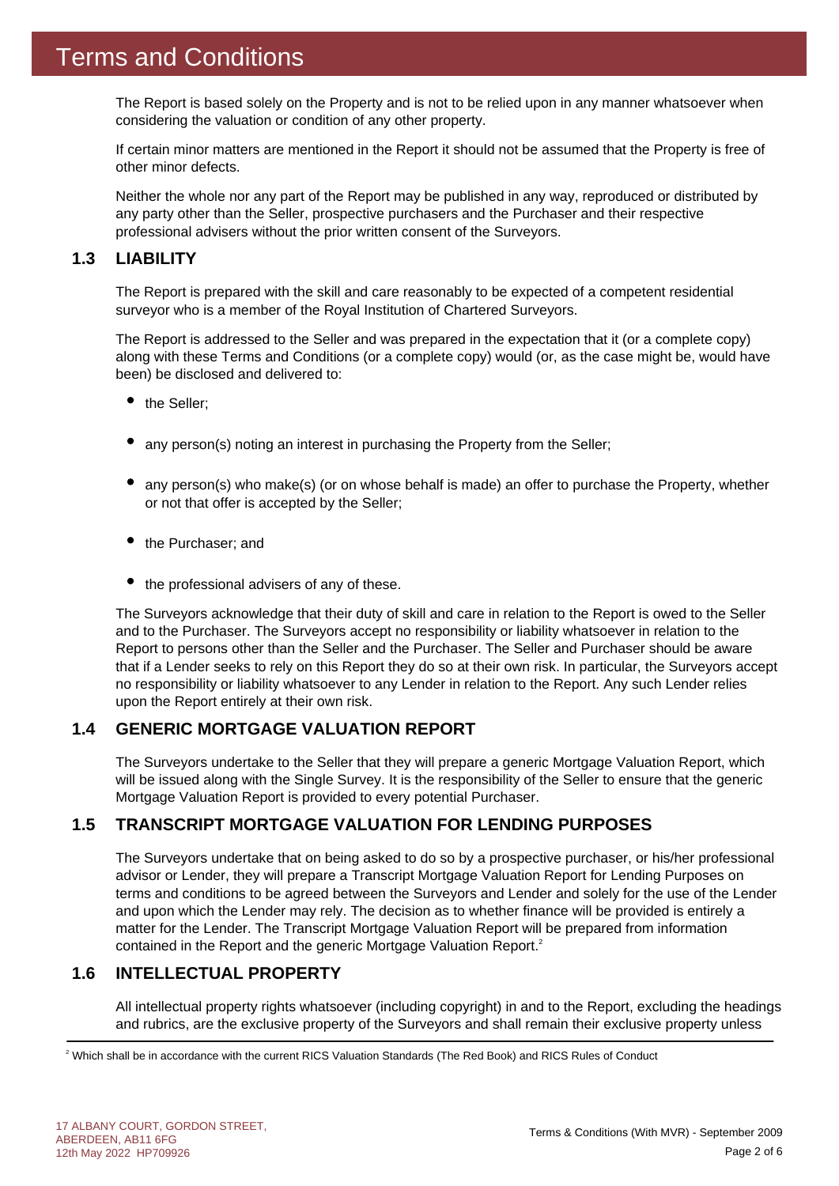# Terms and Conditions

The Report is based solely on the Property and is not to be relied upon in any manner whatsoever when considering the valuation or condition of any other property.

If certain minor matters are mentioned in the Report it should not be assumed that the Property is free of other minor defects.

Neither the whole nor any part of the Report may be published in any way, reproduced or distributed by any party other than the Seller, prospective purchasers and the Purchaser and their respective professional advisers without the prior written consent of the Surveyors.

## 1.3 LIABILITY

The Report is prepared with the skill and care reasonably to be expected of a competent residential surveyor who is a member of the Royal Institution of Chartered Surveyors.

The Report is addressed to the Seller and was prepared in the expectation that it (or a complete copy) along with these Terms and Conditions (or a complete copy) would (or, as the case might be, would have been) be disclosed and delivered to:

- the Seller;
- any person(s) noting an interest in purchasing the Property from the Seller;
- any person(s) who make(s) (or on whose behalf is made) an offer to purchase the Property, whether or not that offer is accepted by the Seller;
- the Purchaser; and
- the professional advisers of any of these.

The Surveyors acknowledge that their duty of skill and care in relation to the Report is owed to the Seller and to the Purchaser. The Surveyors accept no responsibility or liability whatsoever in relation to the Report to persons other than the Seller and the Purchaser. The Seller and Purchaser should be aware that if a Lender seeks to rely on this Report they do so at their own risk. In particular, the Surveyors accept no responsibility or liability whatsoever to any Lender in relation to the Report. Any such Lender relies upon the Report entirely at their own risk.

## 1.4 GENERIC MORTGAGE VALUATION REPORT

The Surveyors undertake to the Seller that they will prepare a generic Mortgage Valuation Report, which will be issued along with the Single Survey. It is the responsibility of the Seller to ensure that the generic Mortgage Valuation Report is provided to every potential Purchaser.

## 1.5 TRANSCRIPT MORTGAGE VALUATION FOR LENDING PURPOSES

The Surveyors undertake that on being asked to do so by a prospective purchaser, or his/her professional advisor or Lender, they will prepare a Transcript Mortgage Valuation Report for Lending Purposes on terms and conditions to be agreed between the Surveyors and Lender and solely for the use of the Lender and upon which the Lender may rely. The decision as to whether finance will be provided is entirely a matter for the Lender. The Transcript Mortgage Valuation Report will be prepared from information contained in the Report and the generic Mortgage Valuation Report.[2]

## 1.6 INTELLECTUAL PROPERTY

All intellectual property rights whatsoever (including copyright) in and to the Report, excluding the headings and rubrics, are the exclusive property of the Surveyors and shall remain their exclusive property unless

[2] Which shall be in accordance with the current RICS Valuation Standards (The Red Book) and RICS Rules of Conduct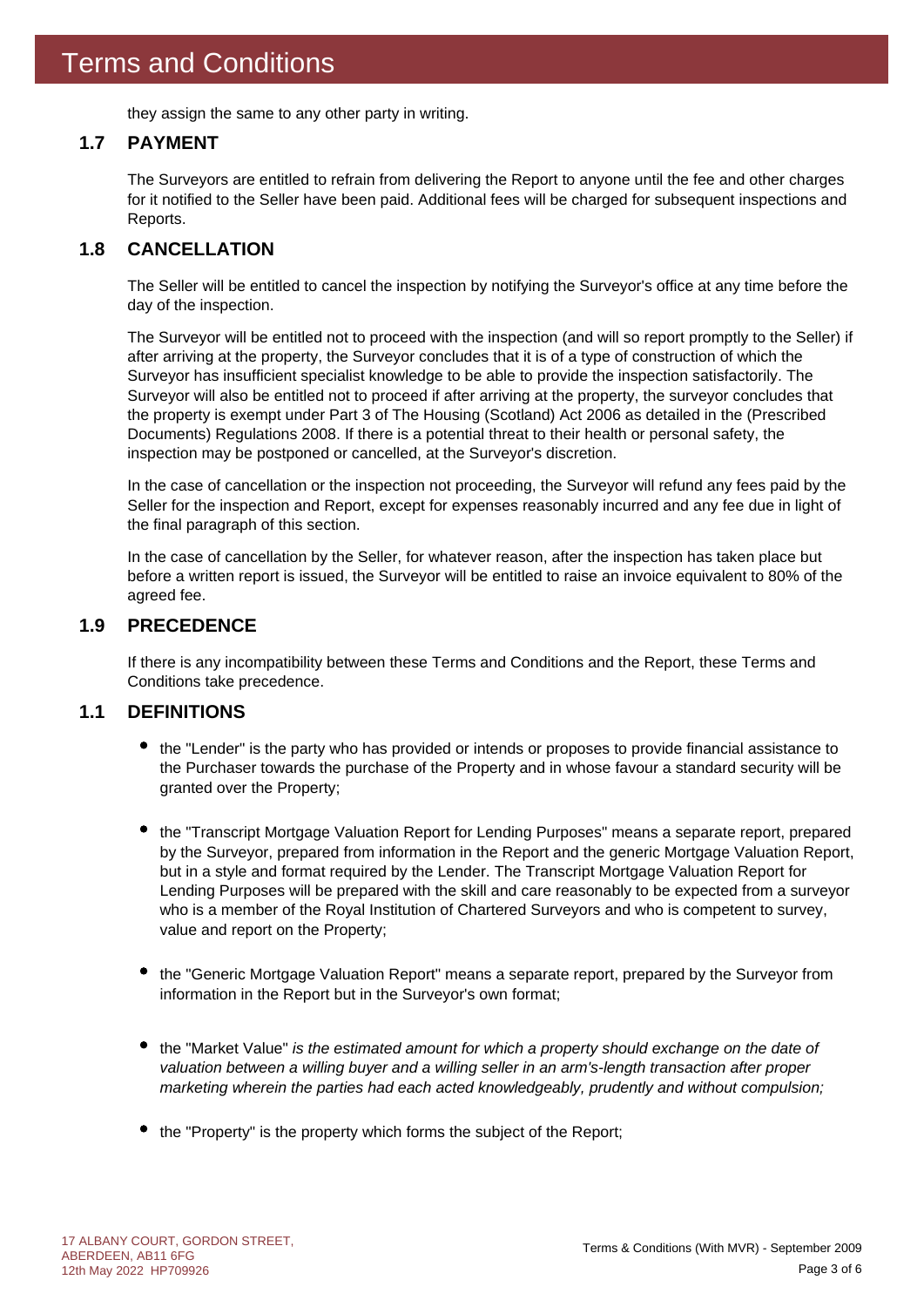they assign the same to any other party in writing.

### 1.7 PAYMENT

The Surveyors are entitled to refrain from delivering the Report to anyone until the fee and other charges for it notified to the Seller have been paid. Additional fees will be charged for subsequent inspections and Reports.

### 1.8 CANCELLATION

The Seller will be entitled to cancel the inspection by notifying the Surveyor's office at any time before the day of the inspection.

The Surveyor will be entitled not to proceed with the inspection (and will so report promptly to the Seller) if after arriving at the property, the Surveyor concludes that it is of a type of construction of which the Surveyor has insufficient specialist knowledge to be able to provide the inspection satisfactorily. The Surveyor will also be entitled not to proceed if after arriving at the property, the surveyor concludes that the property is exempt under Part 3 of The Housing (Scotland) Act 2006 as detailed in the (Prescribed Documents) Regulations 2008. If there is a potential threat to their health or personal safety, the inspection may be postponed or cancelled, at the Surveyor's discretion.

In the case of cancellation or the inspection not proceeding, the Surveyor will refund any fees paid by the Seller for the inspection and Report, except for expenses reasonably incurred and any fee due in light of the final paragraph of this section.

In the case of cancellation by the Seller, for whatever reason, after the inspection has taken place but before a written report is issued, the Surveyor will be entitled to raise an invoice equivalent to 80% of the agreed fee.

### 1.9 PRECEDENCE

If there is any incompatibility between these Terms and Conditions and the Report, these Terms and Conditions take precedence.

### 1.1 DEFINITIONS

- the "Lender" is the party who has provided or intends or proposes to provide financial assistance to the Purchaser towards the purchase of the Property and in whose favour a standard security will be granted over the Property;

- the "Transcript Mortgage Valuation Report for Lending Purposes" means a separate report, prepared by the Surveyor, prepared from information in the Report and the generic Mortgage Valuation Report, but in a style and format required by the Lender. The Transcript Mortgage Valuation Report for Lending Purposes will be prepared with the skill and care reasonably to be expected from a surveyor who is a member of the Royal Institution of Chartered Surveyors and who is competent to survey, value and report on the Property;

- the "Generic Mortgage Valuation Report" means a separate report, prepared by the Surveyor from information in the Report but in the Surveyor's own format;

- the "Market Value" *is the estimated amount for which a property should exchange on the date of valuation between a willing buyer and a willing seller in an arm's-length transaction after proper marketing wherein the parties had each acted knowledgeably, prudently and without compulsion;*

- the "Property" is the property which forms the subject of the Report;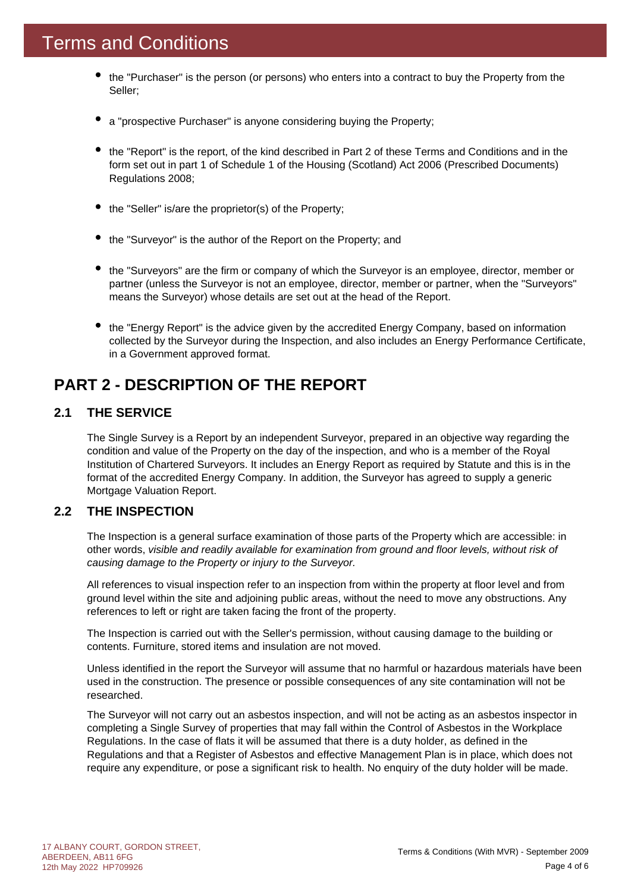- the "Purchaser" is the person (or persons) who enters into a contract to buy the Property from the Seller;
- a "prospective Purchaser" is anyone considering buying the Property;
- the "Report" is the report, of the kind described in Part 2 of these Terms and Conditions and in the form set out in part 1 of Schedule 1 of the Housing (Scotland) Act 2006 (Prescribed Documents) Regulations 2008;
- the "Seller" is/are the proprietor(s) of the Property;
- the "Surveyor" is the author of the Report on the Property; and
- the "Surveyors" are the firm or company of which the Surveyor is an employee, director, member or partner (unless the Surveyor is not an employee, director, member or partner, when the "Surveyors" means the Surveyor) whose details are set out at the head of the Report.
- the "Energy Report" is the advice given by the accredited Energy Company, based on information collected by the Surveyor during the Inspection, and also includes an Energy Performance Certificate, in a Government approved format.

## PART 2 - DESCRIPTION OF THE REPORT

### 2.1 THE SERVICE

The Single Survey is a Report by an independent Surveyor, prepared in an objective way regarding the condition and value of the Property on the day of the inspection, and who is a member of the Royal Institution of Chartered Surveyors. It includes an Energy Report as required by Statute and this is in the format of the accredited Energy Company. In addition, the Surveyor has agreed to supply a generic Mortgage Valuation Report.

### 2.2 THE INSPECTION

The Inspection is a general surface examination of those parts of the Property which are accessible: in other words, *visible and readily available for examination from ground and floor levels, without risk of causing damage to the Property or injury to the Surveyor.*

All references to visual inspection refer to an inspection from within the property at floor level and from ground level within the site and adjoining public areas, without the need to move any obstructions. Any references to left or right are taken facing the front of the property.

The Inspection is carried out with the Seller's permission, without causing damage to the building or contents. Furniture, stored items and insulation are not moved.

Unless identified in the report the Surveyor will assume that no harmful or hazardous materials have been used in the construction. The presence or possible consequences of any site contamination will not be researched.

The Surveyor will not carry out an asbestos inspection, and will not be acting as an asbestos inspector in completing a Single Survey of properties that may fall within the Control of Asbestos in the Workplace Regulations. In the case of flats it will be assumed that there is a duty holder, as defined in the Regulations and that a Register of Asbestos and effective Management Plan is in place, which does not require any expenditure, or pose a significant risk to health. No enquiry of the duty holder will be made.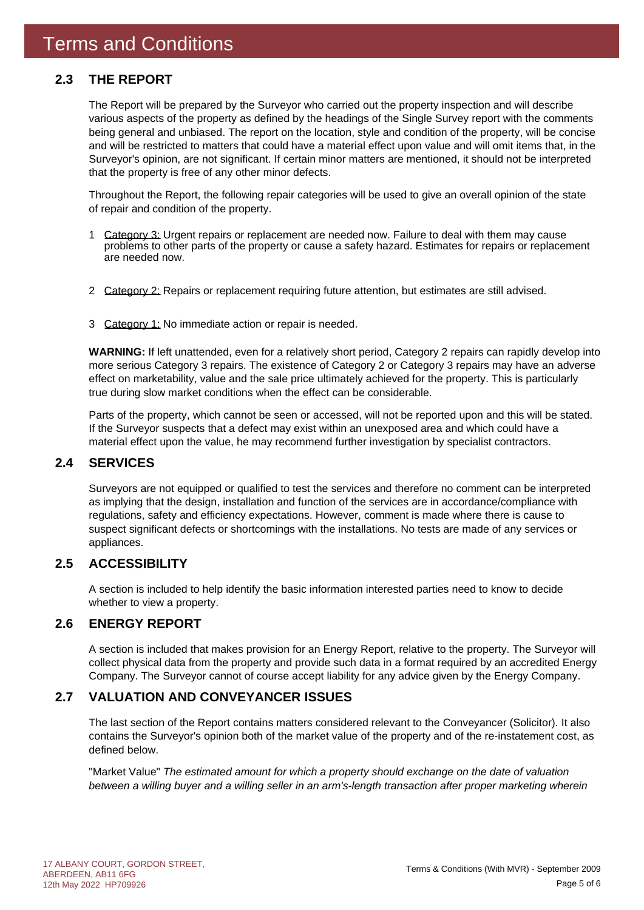# Terms and Conditions

## 2.3 THE REPORT

The Report will be prepared by the Surveyor who carried out the property inspection and will describe various aspects of the property as defined by the headings of the Single Survey report with the comments being general and unbiased. The report on the location, style and condition of the property, will be concise and will be restricted to matters that could have a material effect upon value and will omit items that, in the Surveyor's opinion, are not significant. If certain minor matters are mentioned, it should not be interpreted that the property is free of any other minor defects.

Throughout the Report, the following repair categories will be used to give an overall opinion of the state of repair and condition of the property.

1. Category 3: Urgent repairs or replacement are needed now. Failure to deal with them may cause problems to other parts of the property or cause a safety hazard. Estimates for repairs or replacement are needed now.

2. Category 2: Repairs or replacement requiring future attention, but estimates are still advised.

3. Category 1: No immediate action or repair is needed.

**WARNING:** If left unattended, even for a relatively short period, Category 2 repairs can rapidly develop into more serious Category 3 repairs. The existence of Category 2 or Category 3 repairs may have an adverse effect on marketability, value and the sale price ultimately achieved for the property. This is particularly true during slow market conditions when the effect can be considerable.

Parts of the property, which cannot be seen or accessed, will not be reported upon and this will be stated. If the Surveyor suspects that a defect may exist within an unexposed area and which could have a material effect upon the value, he may recommend further investigation by specialist contractors.

## 2.4 SERVICES

Surveyors are not equipped or qualified to test the services and therefore no comment can be interpreted as implying that the design, installation and function of the services are in accordance/compliance with regulations, safety and efficiency expectations. However, comment is made where there is cause to suspect significant defects or shortcomings with the installations. No tests are made of any services or appliances.

## 2.5 ACCESSIBILITY

A section is included to help identify the basic information interested parties need to know to decide whether to view a property.

## 2.6 ENERGY REPORT

A section is included that makes provision for an Energy Report, relative to the property. The Surveyor will collect physical data from the property and provide such data in a format required by an accredited Energy Company. The Surveyor cannot of course accept liability for any advice given by the Energy Company.

## 2.7 VALUATION AND CONVEYANCER ISSUES

The last section of the Report contains matters considered relevant to the Conveyancer (Solicitor). It also contains the Surveyor's opinion both of the market value of the property and of the re-instatement cost, as defined below.

"Market Value" *The estimated amount for which a property should exchange on the date of valuation between a willing buyer and a willing seller in an arm's-length transaction after proper marketing wherein*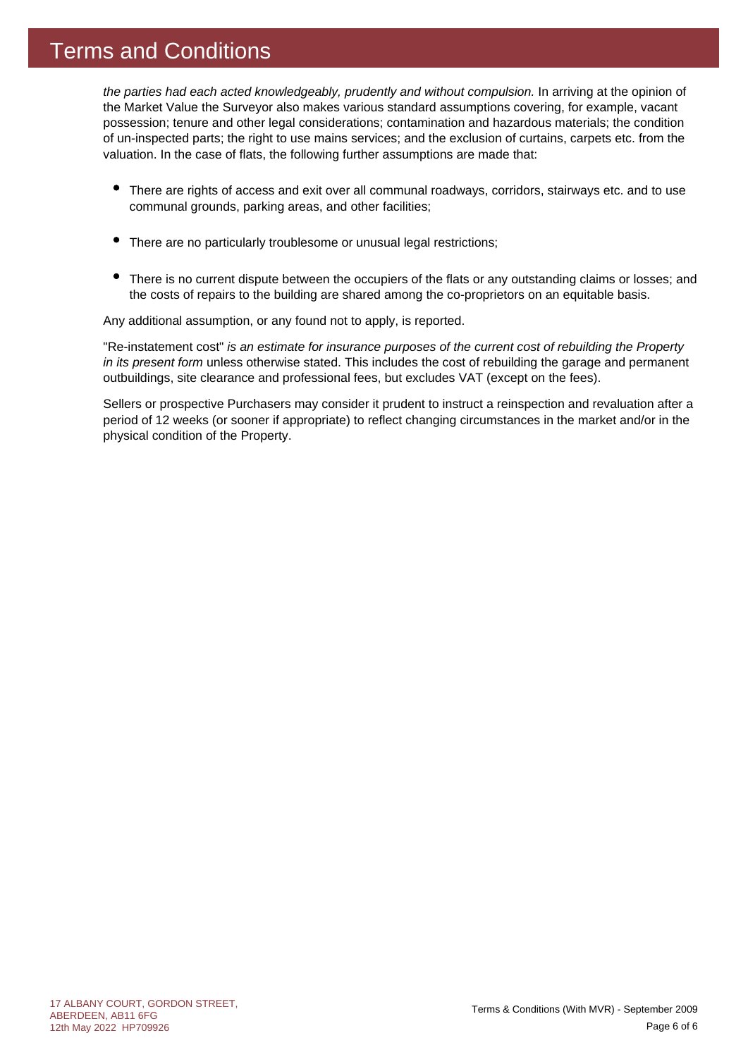# Terms and Conditions

*the parties had each acted knowledgeably, prudently and without compulsion.* In arriving at the opinion of the Market Value the Surveyor also makes various standard assumptions covering, for example, vacant possession; tenure and other legal considerations; contamination and hazardous materials; the condition of un-inspected parts; the right to use mains services; and the exclusion of curtains, carpets etc. from the valuation. In the case of flats, the following further assumptions are made that:

- There are rights of access and exit over all communal roadways, corridors, stairways etc. and to use communal grounds, parking areas, and other facilities;
- There are no particularly troublesome or unusual legal restrictions;
- There is no current dispute between the occupiers of the flats or any outstanding claims or losses; and the costs of repairs to the building are shared among the co-proprietors on an equitable basis.

Any additional assumption, or any found not to apply, is reported.

"Re-instatement cost" *is an estimate for insurance purposes of the current cost of rebuilding the Property in its present form* unless otherwise stated. This includes the cost of rebuilding the garage and permanent outbuildings, site clearance and professional fees, but excludes VAT (except on the fees).

Sellers or prospective Purchasers may consider it prudent to instruct a reinspection and revaluation after a period of 12 weeks (or sooner if appropriate) to reflect changing circumstances in the market and/or in the physical condition of the Property.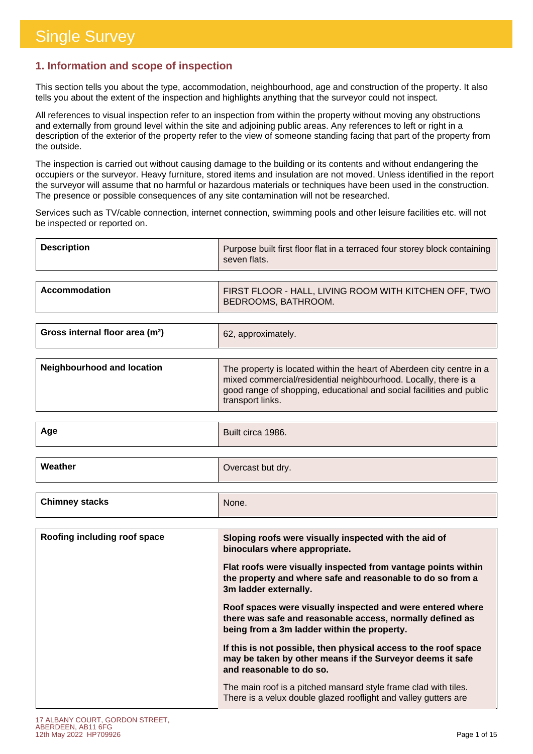# Single Survey

## 1. Information and scope of inspection

This section tells you about the type, accommodation, neighbourhood, age and construction of the property. It also tells you about the extent of the inspection and highlights anything that the surveyor could not inspect.

All references to visual inspection refer to an inspection from within the property without moving any obstructions and externally from ground level within the site and adjoining public areas. Any references to left or right in a description of the exterior of the property refer to the view of someone standing facing that part of the property from the outside.

The inspection is carried out without causing damage to the building or its contents and without endangering the occupiers or the surveyor. Heavy furniture, stored items and insulation are not moved. Unless identified in the report the surveyor will assume that no harmful or hazardous materials or techniques have been used in the construction. The presence or possible consequences of any site contamination will not be researched.

Services such as TV/cable connection, internet connection, swimming pools and other leisure facilities etc. will not be inspected or reported on.

| | |
|---|---|
| **Description** | Purpose built first floor flat in a terraced four storey block containing seven flats. |
| **Accommodation** | FIRST FLOOR - HALL, LIVING ROOM WITH KITCHEN OFF, TWO BEDROOMS, BATHROOM. |
| **Gross internal floor area (m²)** | 62, approximately. |
| **Neighbourhood and location** | The property is located within the heart of Aberdeen city centre in a mixed commercial/residential neighbourhood. Locally, there is a good range of shopping, educational and social facilities and public transport links. |
| **Age** | Built circa 1986. |
| **Weather** | Overcast but dry. |
| **Chimney stacks** | None. |
| **Roofing including roof space** | **Sloping roofs were visually inspected with the aid of binoculars where appropriate.**<br><br>**Flat roofs were visually inspected from vantage points within the property and where safe and reasonable to do so from a 3m ladder externally.**<br><br>**Roof spaces were visually inspected and were entered where there was safe and reasonable access, normally defined as being from a 3m ladder within the property.**<br><br>**If this is not possible, then physical access to the roof space may be taken by other means if the Surveyor deems it safe and reasonable to do so.**<br><br>The main roof is a pitched mansard style frame clad with tiles. There is a velux double glazed rooflight and valley gutters are |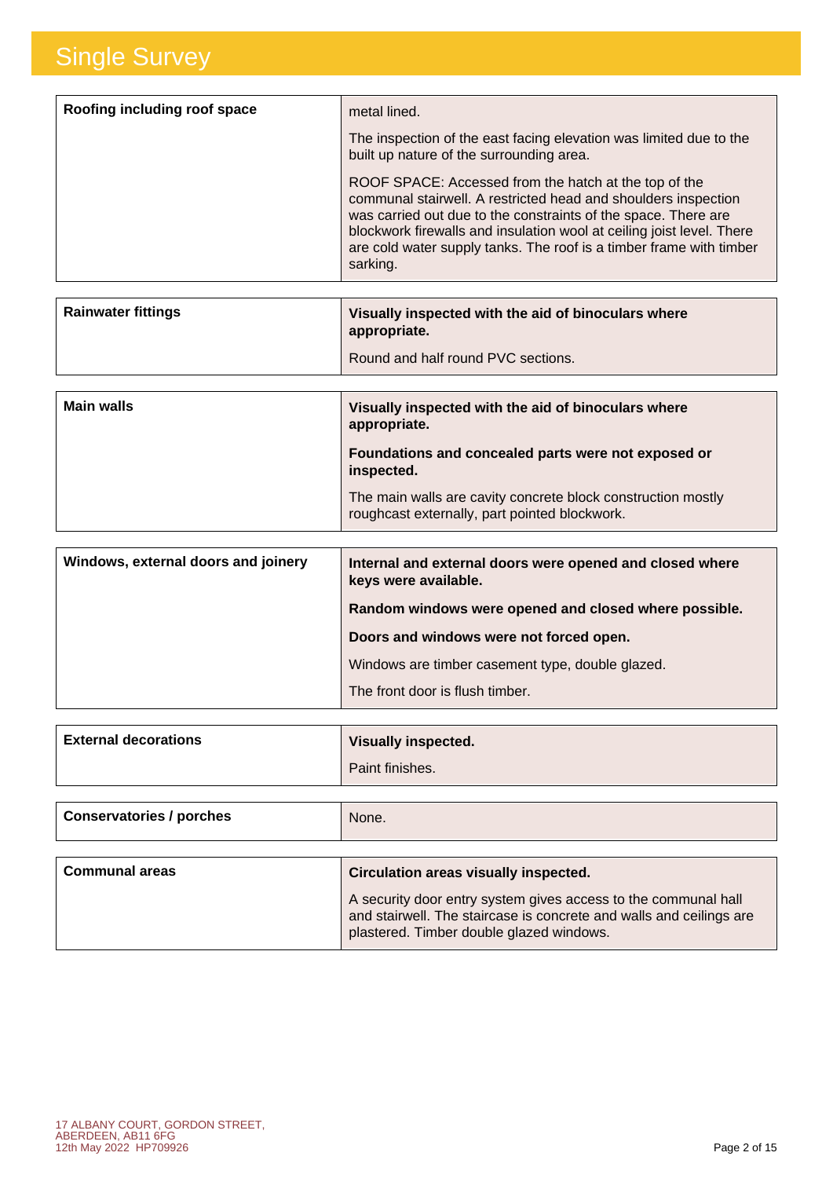| Roofing including roof space | metal lined.<br><br>The inspection of the east facing elevation was limited due to the built up nature of the surrounding area.<br><br>ROOF SPACE: Accessed from the hatch at the top of the communal stairwell. A restricted head and shoulders inspection was carried out due to the constraints of the space. There are blockwork firewalls and insulation wool at ceiling joist level. There are cold water supply tanks. The roof is a timber frame with timber sarking. |
|---|---|

| Rainwater fittings | **Visually inspected with the aid of binoculars where appropriate.**<br><br>Round and half round PVC sections. |
|---|---|

| Main walls | **Visually inspected with the aid of binoculars where appropriate.**<br><br>**Foundations and concealed parts were not exposed or inspected.**<br><br>The main walls are cavity concrete block construction mostly roughcast externally, part pointed blockwork. |
|---|---|

| Windows, external doors and joinery | **Internal and external doors were opened and closed where keys were available.**<br><br>**Random windows were opened and closed where possible.**<br><br>**Doors and windows were not forced open.**<br><br>Windows are timber casement type, double glazed.<br><br>The front door is flush timber. |
|---|---|

| External decorations | **Visually inspected.**<br><br>Paint finishes. |
|---|---|

| Conservatories / porches | None. |
|---|---|

| Communal areas | **Circulation areas visually inspected.**<br><br>A security door entry system gives access to the communal hall and stairwell. The staircase is concrete and walls and ceilings are plastered. Timber double glazed windows. |
|---|---|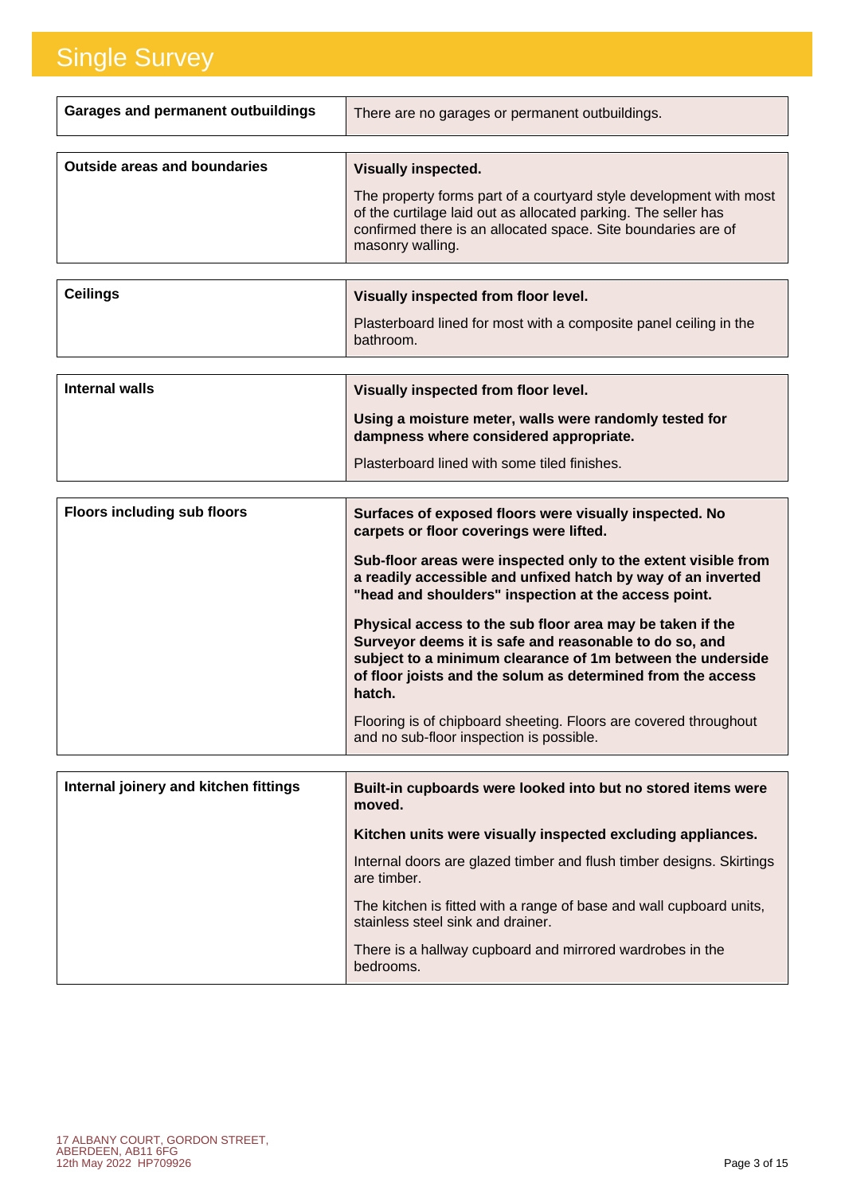# Single Survey

| Garages and permanent outbuildings | There are no garages or permanent outbuildings. |
|---|---|

| Outside areas and boundaries | **Visually inspected.**<br><br>The property forms part of a courtyard style development with most of the curtilage laid out as allocated parking. The seller has confirmed there is an allocated space. Site boundaries are of masonry walling. |
|---|---|

| Ceilings | **Visually inspected from floor level.**<br><br>Plasterboard lined for most with a composite panel ceiling in the bathroom. |
|---|---|

| Internal walls | **Visually inspected from floor level.**<br><br>**Using a moisture meter, walls were randomly tested for dampness where considered appropriate.**<br><br>Plasterboard lined with some tiled finishes. |
|---|---|

| Floors including sub floors | **Surfaces of exposed floors were visually inspected. No carpets or floor coverings were lifted.**<br><br>**Sub-floor areas were inspected only to the extent visible from a readily accessible and unfixed hatch by way of an inverted "head and shoulders" inspection at the access point.**<br><br>**Physical access to the sub floor area may be taken if the Surveyor deems it is safe and reasonable to do so, and subject to a minimum clearance of 1m between the underside of floor joists and the solum as determined from the access hatch.**<br><br>Flooring is of chipboard sheeting. Floors are covered throughout and no sub-floor inspection is possible. |
|---|---|

| Internal joinery and kitchen fittings | **Built-in cupboards were looked into but no stored items were moved.**<br><br>**Kitchen units were visually inspected excluding appliances.**<br><br>Internal doors are glazed timber and flush timber designs. Skirtings are timber.<br><br>The kitchen is fitted with a range of base and wall cupboard units, stainless steel sink and drainer.<br><br>There is a hallway cupboard and mirrored wardrobes in the bedrooms. |
|---|---|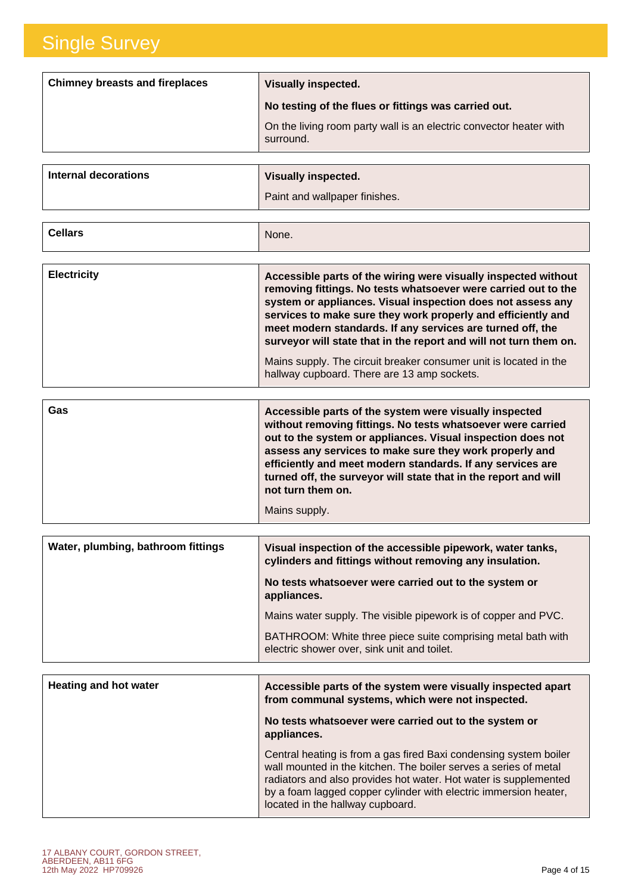| | |
|---|---|
| **Chimney breasts and fireplaces** | **Visually inspected.**<br><br>**No testing of the flues or fittings was carried out.**<br><br>On the living room party wall is an electric convector heater with surround. |

| | |
|---|---|
| **Internal decorations** | **Visually inspected.**<br><br>Paint and wallpaper finishes. |

| | |
|---|---|
| **Cellars** | None. |

| | |
|---|---|
| **Electricity** | **Accessible parts of the wiring were visually inspected without removing fittings. No tests whatsoever were carried out to the system or appliances. Visual inspection does not assess any services to make sure they work properly and efficiently and meet modern standards. If any services are turned off, the surveyor will state that in the report and will not turn them on.**<br><br>Mains supply. The circuit breaker consumer unit is located in the hallway cupboard. There are 13 amp sockets. |

| | |
|---|---|
| **Gas** | **Accessible parts of the system were visually inspected without removing fittings. No tests whatsoever were carried out to the system or appliances. Visual inspection does not assess any services to make sure they work properly and efficiently and meet modern standards. If any services are turned off, the surveyor will state that in the report and will not turn them on.**<br><br>Mains supply. |

| | |
|---|---|
| **Water, plumbing, bathroom fittings** | **Visual inspection of the accessible pipework, water tanks, cylinders and fittings without removing any insulation.**<br><br>**No tests whatsoever were carried out to the system or appliances.**<br><br>Mains water supply. The visible pipework is of copper and PVC.<br><br>BATHROOM: White three piece suite comprising metal bath with electric shower over, sink unit and toilet. |

| | |
|---|---|
| **Heating and hot water** | **Accessible parts of the system were visually inspected apart from communal systems, which were not inspected.**<br><br>**No tests whatsoever were carried out to the system or appliances.**<br><br>Central heating is from a gas fired Baxi condensing system boiler wall mounted in the kitchen. The boiler serves a series of metal radiators and also provides hot water. Hot water is supplemented by a foam lagged copper cylinder with electric immersion heater, located in the hallway cupboard. |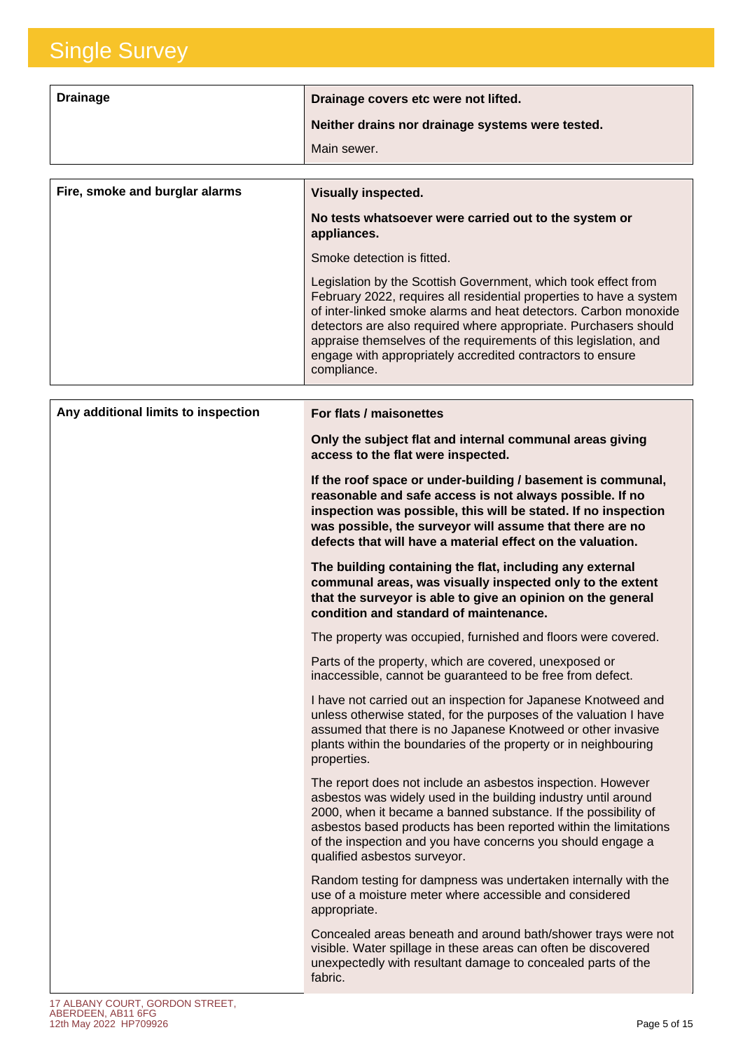| Drainage | **Drainage covers etc were not lifted.**<br><br>**Neither drains nor drainage systems were tested.**<br><br>Main sewer. |
|---|---|

| Fire, smoke and burglar alarms | **Visually inspected.**<br><br>**No tests whatsoever were carried out to the system or appliances.**<br><br>Smoke detection is fitted.<br><br>Legislation by the Scottish Government, which took effect from February 2022, requires all residential properties to have a system of inter-linked smoke alarms and heat detectors. Carbon monoxide detectors are also required where appropriate. Purchasers should appraise themselves of the requirements of this legislation, and engage with appropriately accredited contractors to ensure compliance. |
|---|---|

| Any additional limits to inspection | **For flats / maisonettes**<br><br>**Only the subject flat and internal communal areas giving access to the flat were inspected.**<br><br>**If the roof space or under-building / basement is communal, reasonable and safe access is not always possible. If no inspection was possible, this will be stated. If no inspection was possible, the surveyor will assume that there are no defects that will have a material effect on the valuation.**<br><br>**The building containing the flat, including any external communal areas, was visually inspected only to the extent that the surveyor is able to give an opinion on the general condition and standard of maintenance.**<br><br>The property was occupied, furnished and floors were covered.<br><br>Parts of the property, which are covered, unexposed or inaccessible, cannot be guaranteed to be free from defect.<br><br>I have not carried out an inspection for Japanese Knotweed and unless otherwise stated, for the purposes of the valuation I have assumed that there is no Japanese Knotweed or other invasive plants within the boundaries of the property or in neighbouring properties.<br><br>The report does not include an asbestos inspection. However asbestos was widely used in the building industry until around 2000, when it became a banned substance. If the possibility of asbestos based products has been reported within the limitations of the inspection and you have concerns you should engage a qualified asbestos surveyor.<br><br>Random testing for dampness was undertaken internally with the use of a moisture meter where accessible and considered appropriate.<br><br>Concealed areas beneath and around bath/shower trays were not visible. Water spillage in these areas can often be discovered unexpectedly with resultant damage to concealed parts of the fabric. |
|---|---|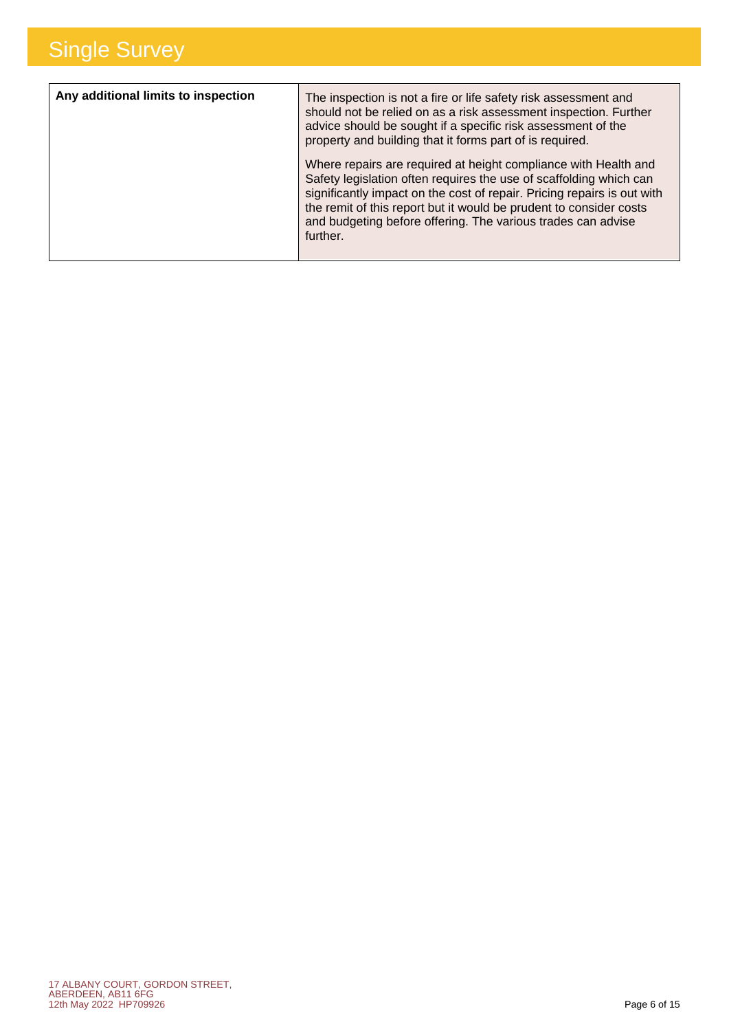# Single Survey

| Any additional limits to inspection | The inspection is not a fire or life safety risk assessment and should not be relied on as a risk assessment inspection. Further advice should be sought if a specific risk assessment of the property and building that it forms part of is required.<br><br>Where repairs are required at height compliance with Health and Safety legislation often requires the use of scaffolding which can significantly impact on the cost of repair. Pricing repairs is out with the remit of this report but it would be prudent to consider costs and budgeting before offering. The various trades can advise further. |
|---|---|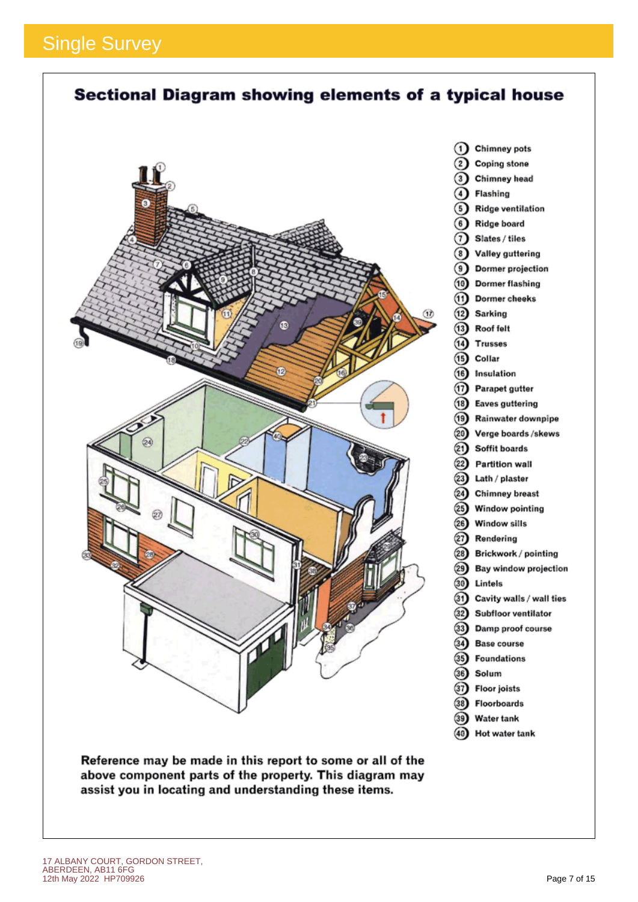## Sectional Diagram showing elements of a typical house

1. Chimney pots
2. Coping stone
3. Chimney head
4. Flashing
5. Ridge ventilation
6. Ridge board
7. Slates / tiles
8. Valley guttering
9. Dormer projection
10. Dormer flashing
11. Dormer cheeks
12. Sarking
13. Roof felt
14. Trusses
15. Collar
16. Insulation
17. Parapet gutter
18. Eaves guttering
19. Rainwater downpipe
20. Verge boards /skews
21. Soffit boards
22. Partition wall
23. Lath / plaster
24. Chimney breast
25. Window pointing
26. Window sills
27. Rendering
28. Brickwork / pointing
29. Bay window projection
30. Lintels
31. Cavity walls / wall ties
32. Subfloor ventilator
33. Damp proof course
34. Base course
35. Foundations
36. Solum
37. Floor joists
38. Floorboards
39. Water tank
40. Hot water tank

**Reference may be made in this report to some or all of the above component parts of the property. This diagram may assist you in locating and understanding these items.**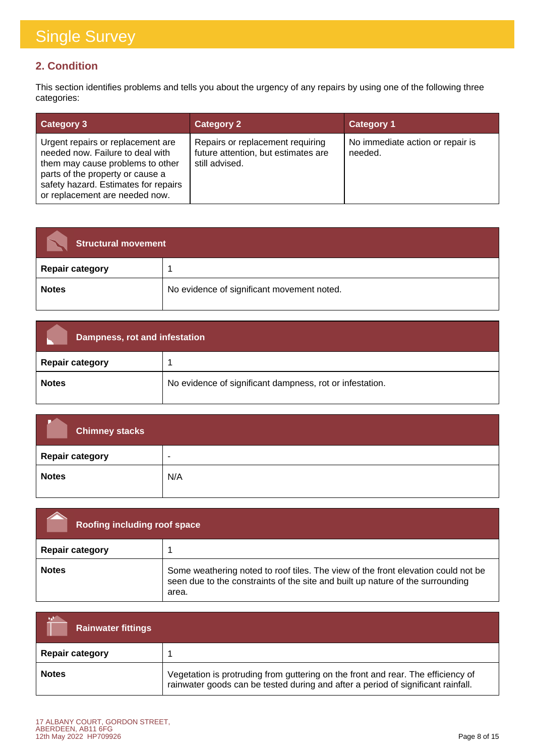# Single Survey

## 2. Condition

This section identifies problems and tells you about the urgency of any repairs by using one of the following three categories:

| Category 3 | Category 2 | Category 1 |
|---|---|---|
| Urgent repairs or replacement are needed now. Failure to deal with them may cause problems to other parts of the property or cause a safety hazard. Estimates for repairs or replacement are needed now. | Repairs or replacement requiring future attention, but estimates are still advised. | No immediate action or repair is needed. |

| Structural movement | |
|---|---|
| **Repair category** | 1 |
| **Notes** | No evidence of significant movement noted. |

| Dampness, rot and infestation | |
|---|---|
| **Repair category** | 1 |
| **Notes** | No evidence of significant dampness, rot or infestation. |

| Chimney stacks | |
|---|---|
| **Repair category** | - |
| **Notes** | N/A |

| Roofing including roof space | |
|---|---|
| **Repair category** | 1 |
| **Notes** | Some weathering noted to roof tiles. The view of the front elevation could not be seen due to the constraints of the site and built up nature of the surrounding area. |

| Rainwater fittings | |
|---|---|
| **Repair category** | 1 |
| **Notes** | Vegetation is protruding from guttering on the front and rear. The efficiency of rainwater goods can be tested during and after a period of significant rainfall. |

17 ALBANY COURT, GORDON STREET,
ABERDEEN, AB11 6FG
12th May 2022 HP709926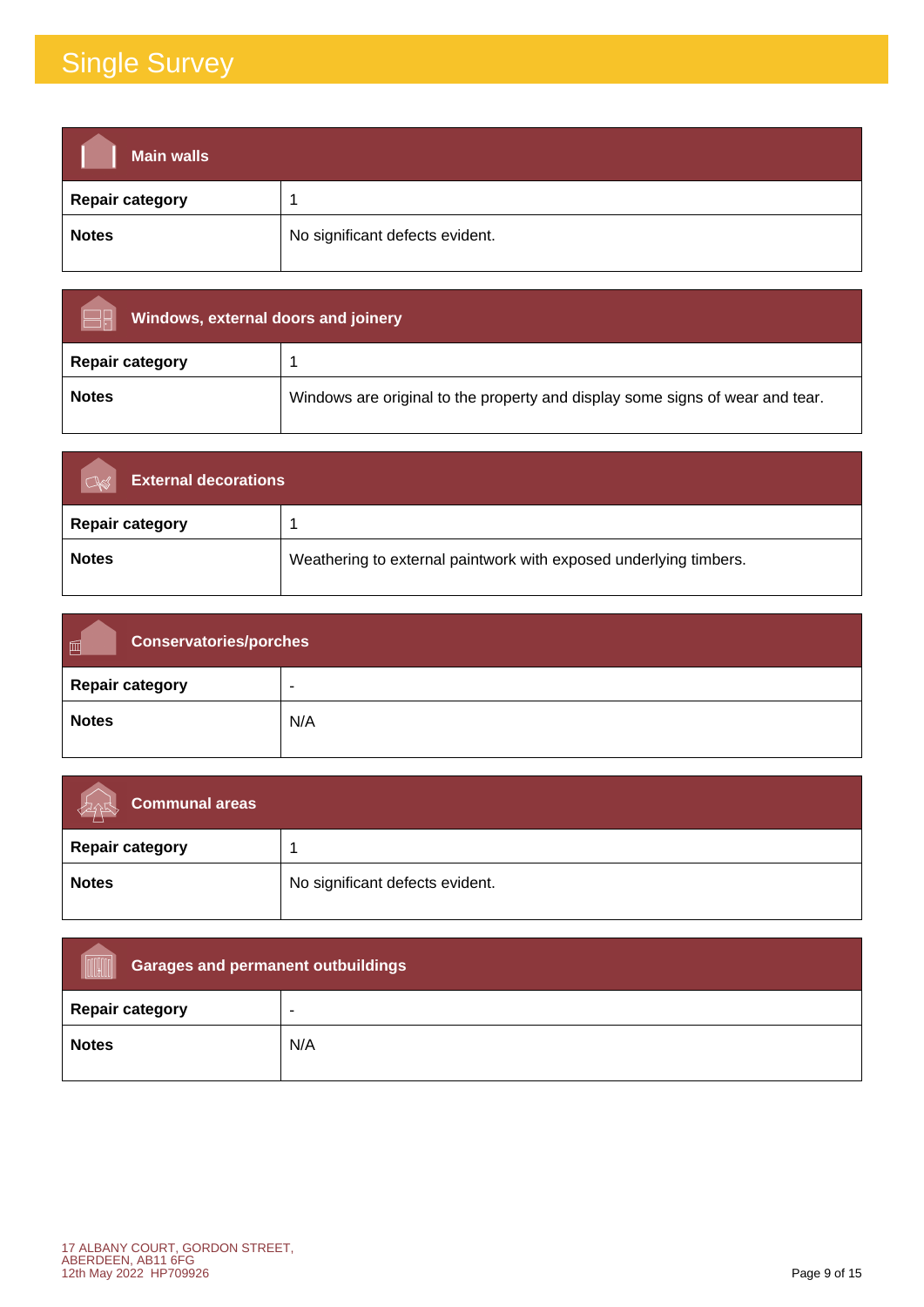# Single Survey

| Main walls | |
|---|---|
| **Repair category** | 1 |
| **Notes** | No significant defects evident. |

| Windows, external doors and joinery | |
|---|---|
| **Repair category** | 1 |
| **Notes** | Windows are original to the property and display some signs of wear and tear. |

| External decorations | |
|---|---|
| **Repair category** | 1 |
| **Notes** | Weathering to external paintwork with exposed underlying timbers. |

| Conservatories/porches | |
|---|---|
| **Repair category** | - |
| **Notes** | N/A |

| Communal areas | |
|---|---|
| **Repair category** | 1 |
| **Notes** | No significant defects evident. |

| Garages and permanent outbuildings | |
|---|---|
| **Repair category** | - |
| **Notes** | N/A |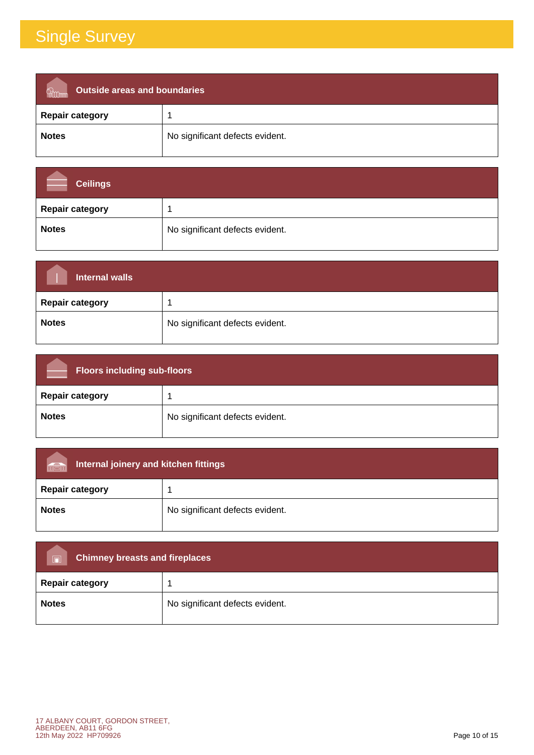# Single Survey

| Outside areas and boundaries | |
|---|---|
| **Repair category** | 1 |
| **Notes** | No significant defects evident. |

| Ceilings | |
|---|---|
| **Repair category** | 1 |
| **Notes** | No significant defects evident. |

| Internal walls | |
|---|---|
| **Repair category** | 1 |
| **Notes** | No significant defects evident. |

| Floors including sub-floors | |
|---|---|
| **Repair category** | 1 |
| **Notes** | No significant defects evident. |

| Internal joinery and kitchen fittings | |
|---|---|
| **Repair category** | 1 |
| **Notes** | No significant defects evident. |

| Chimney breasts and fireplaces | |
|---|---|
| **Repair category** | 1 |
| **Notes** | No significant defects evident. |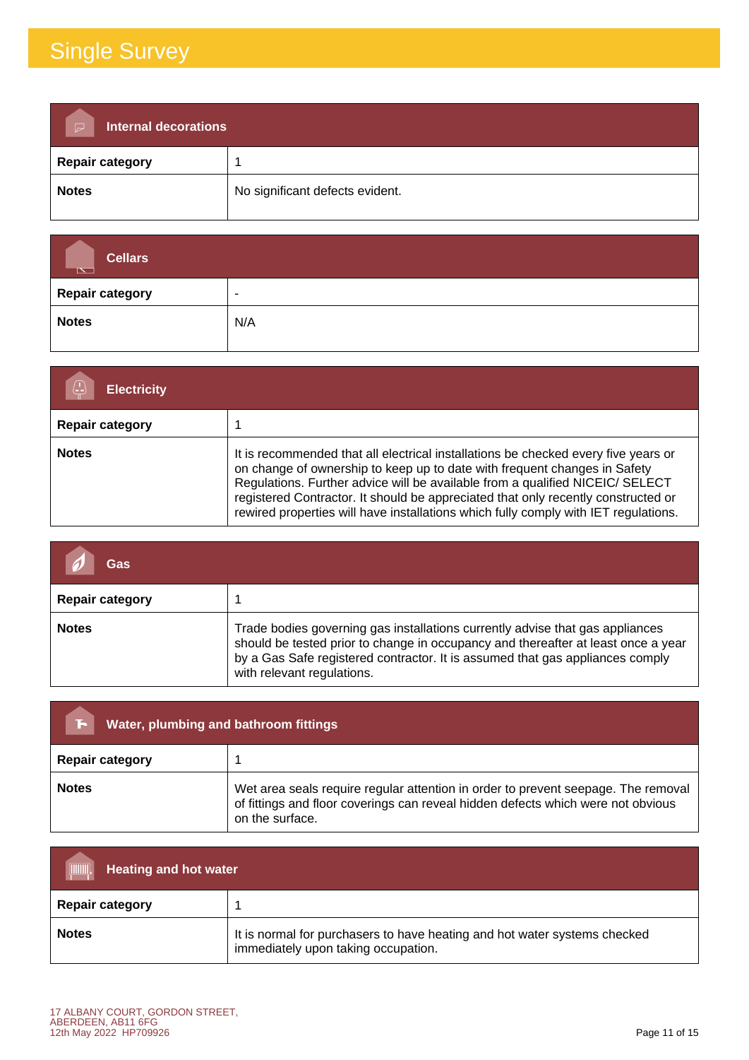# Single Survey

| Internal decorations | |
|---|---|
| **Repair category** | 1 |
| **Notes** | No significant defects evident. |

| Cellars | |
|---|---|
| **Repair category** | - |
| **Notes** | N/A |

| Electricity | |
|---|---|
| **Repair category** | 1 |
| **Notes** | It is recommended that all electrical installations be checked every five years or on change of ownership to keep up to date with frequent changes in Safety Regulations. Further advice will be available from a qualified NICEIC/ SELECT registered Contractor. It should be appreciated that only recently constructed or rewired properties will have installations which fully comply with IET regulations. |

| Gas | |
|---|---|
| **Repair category** | 1 |
| **Notes** | Trade bodies governing gas installations currently advise that gas appliances should be tested prior to change in occupancy and thereafter at least once a year by a Gas Safe registered contractor. It is assumed that gas appliances comply with relevant regulations. |

| Water, plumbing and bathroom fittings | |
|---|---|
| **Repair category** | 1 |
| **Notes** | Wet area seals require regular attention in order to prevent seepage. The removal of fittings and floor coverings can reveal hidden defects which were not obvious on the surface. |

| Heating and hot water | |
|---|---|
| **Repair category** | 1 |
| **Notes** | It is normal for purchasers to have heating and hot water systems checked immediately upon taking occupation. |

17 ALBANY COURT, GORDON STREET,
ABERDEEN, AB11 6FG
12th May 2022 HP709926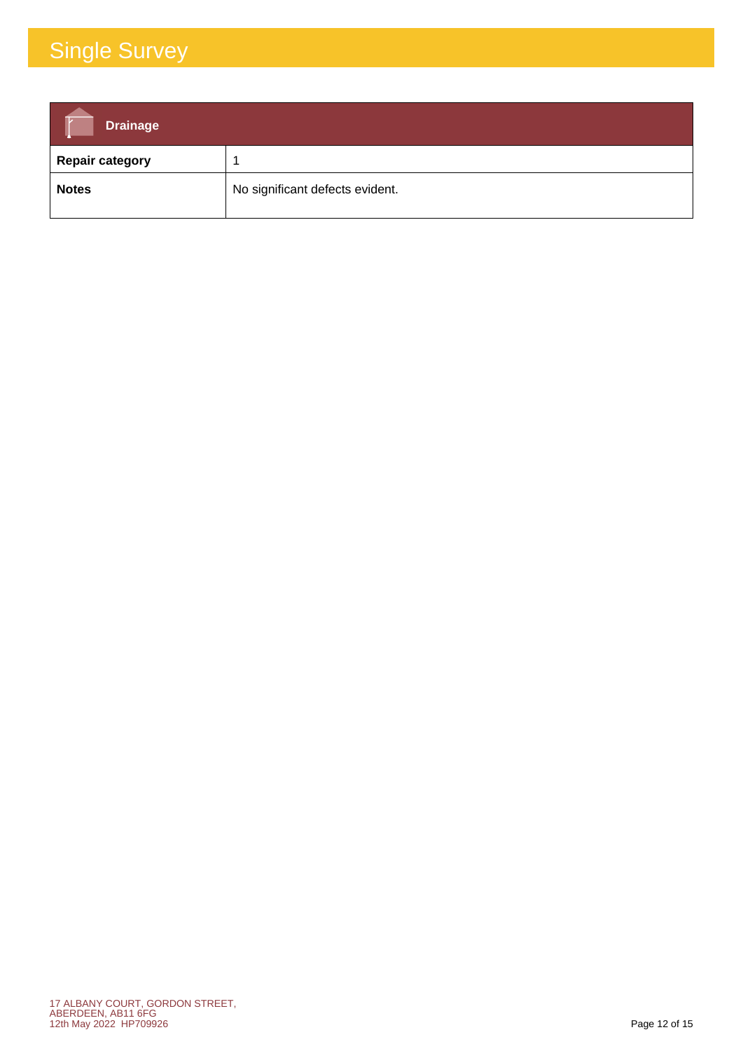# Single Survey

| Drainage | |
|---|---|
| **Repair category** | 1 |
| **Notes** | No significant defects evident. |

17 ALBANY COURT, GORDON STREET,
ABERDEEN, AB11 6FG
12th May 2022 HP709926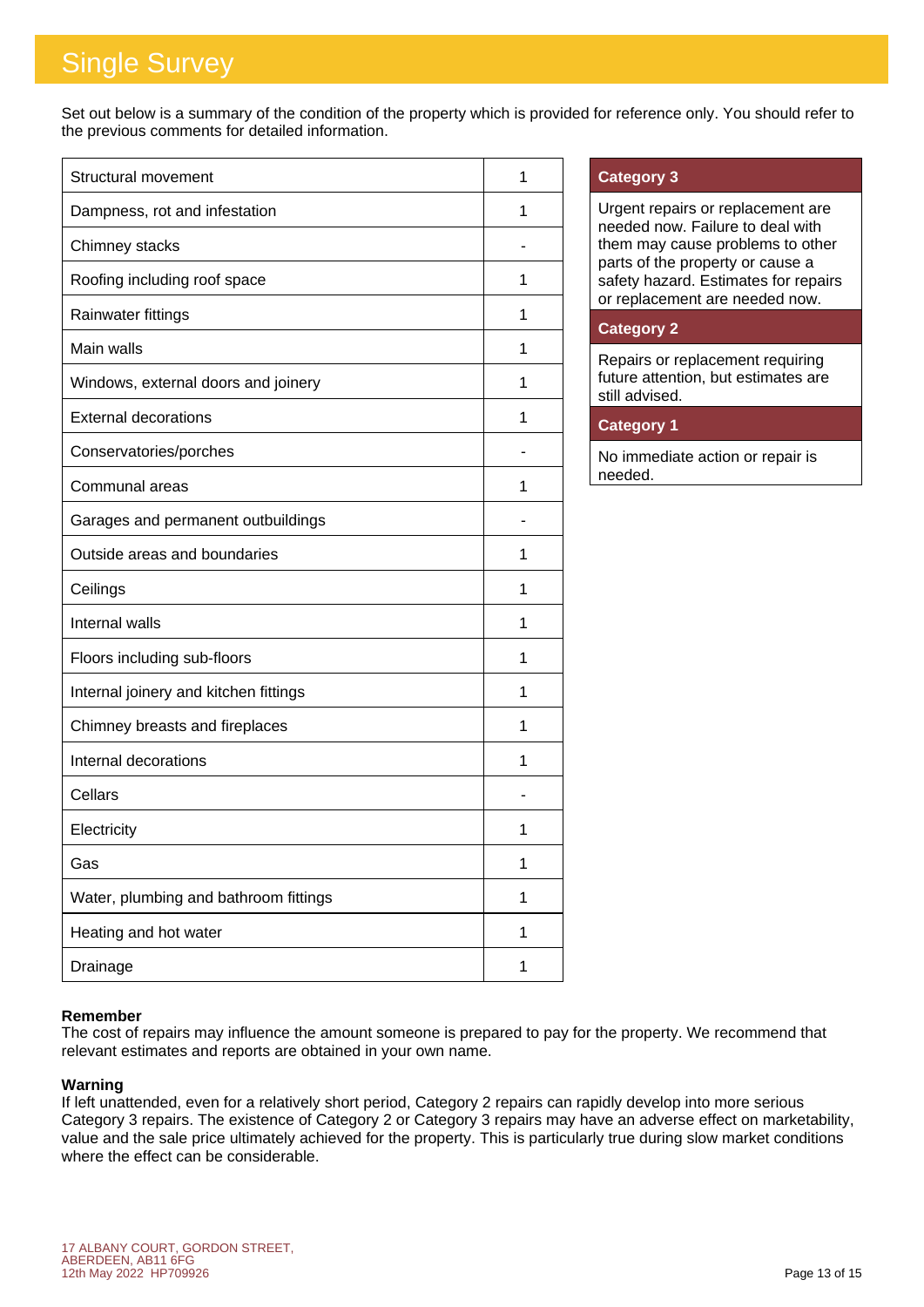# Single Survey

Set out below is a summary of the condition of the property which is provided for reference only. You should refer to the previous comments for detailed information.

| Element | Category |
|---|---|
| Structural movement | 1 |
| Dampness, rot and infestation | 1 |
| Chimney stacks | - |
| Roofing including roof space | 1 |
| Rainwater fittings | 1 |
| Main walls | 1 |
| Windows, external doors and joinery | 1 |
| External decorations | 1 |
| Conservatories/porches | - |
| Communal areas | 1 |
| Garages and permanent outbuildings | - |
| Outside areas and boundaries | 1 |
| Ceilings | 1 |
| Internal walls | 1 |
| Floors including sub-floors | 1 |
| Internal joinery and kitchen fittings | 1 |
| Chimney breasts and fireplaces | 1 |
| Internal decorations | 1 |
| Cellars | - |
| Electricity | 1 |
| Gas | 1 |
| Water, plumbing and bathroom fittings | 1 |
| Heating and hot water | 1 |
| Drainage | 1 |

| Category 3 |
|---|
| Urgent repairs or replacement are needed now. Failure to deal with them may cause problems to other parts of the property or cause a safety hazard. Estimates for repairs or replacement are needed now. |
| **Category 2** |
| Repairs or replacement requiring future attention, but estimates are still advised. |
| **Category 1** |
| No immediate action or repair is needed. |

**Remember**
The cost of repairs may influence the amount someone is prepared to pay for the property. We recommend that relevant estimates and reports are obtained in your own name.

**Warning**
If left unattended, even for a relatively short period, Category 2 repairs can rapidly develop into more serious Category 3 repairs. The existence of Category 2 or Category 3 repairs may have an adverse effect on marketability, value and the sale price ultimately achieved for the property. This is particularly true during slow market conditions where the effect can be considerable.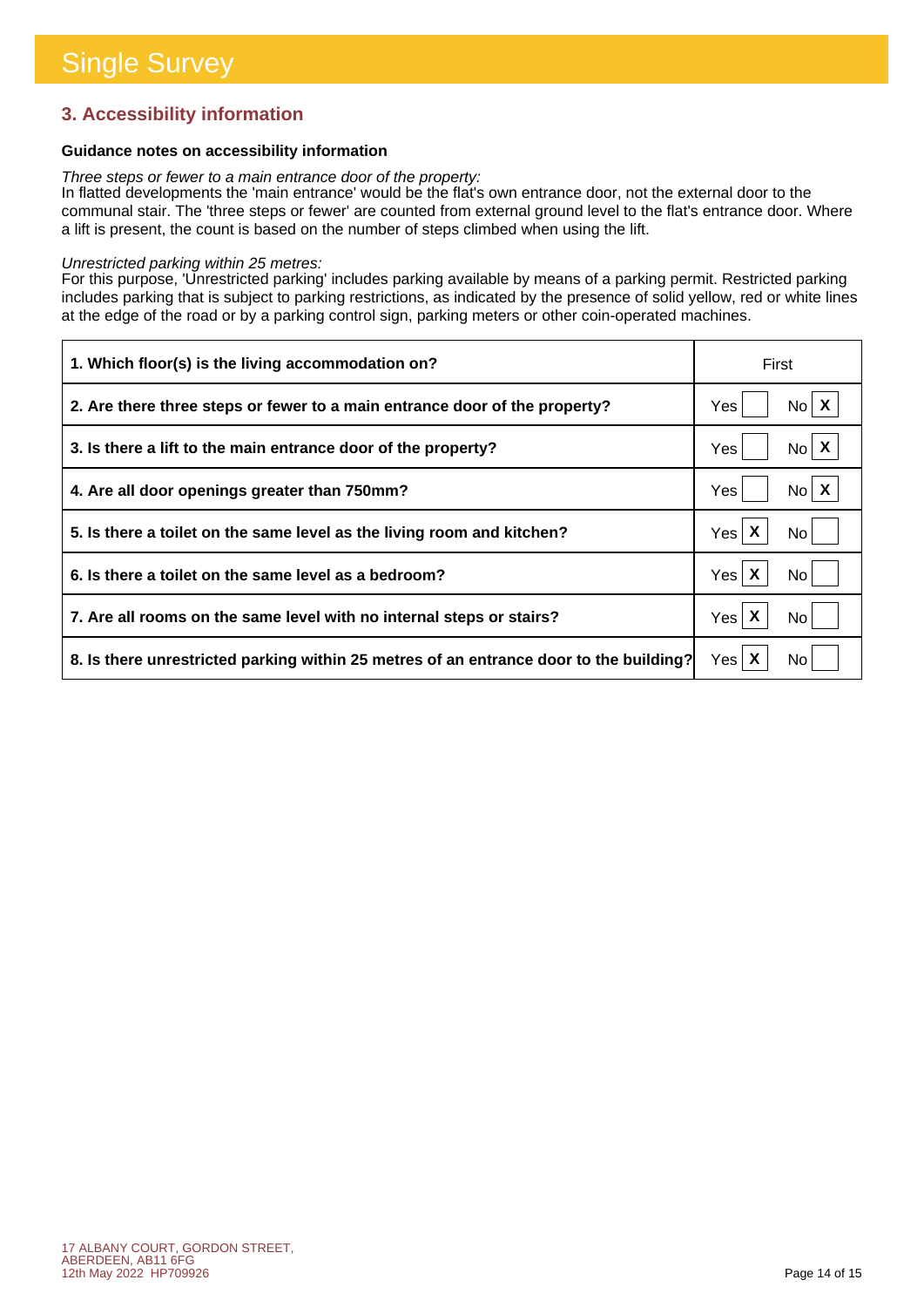# Single Survey

## 3. Accessibility information

**Guidance notes on accessibility information**

*Three steps or fewer to a main entrance door of the property:*
In flatted developments the 'main entrance' would be the flat's own entrance door, not the external door to the communal stair. The 'three steps or fewer' are counted from external ground level to the flat's entrance door. Where a lift is present, the count is based on the number of steps climbed when using the lift.

*Unrestricted parking within 25 metres:*
For this purpose, 'Unrestricted parking' includes parking available by means of a parking permit. Restricted parking includes parking that is subject to parking restrictions, as indicated by the presence of solid yellow, red or white lines at the edge of the road or by a parking control sign, parking meters or other coin-operated machines.

| Question | Yes | No |
|---|---|---|
| **1. Which floor(s) is the living accommodation on?** | First | |
| **2. Are there three steps or fewer to a main entrance door of the property?** | | X |
| **3. Is there a lift to the main entrance door of the property?** | | X |
| **4. Are all door openings greater than 750mm?** | | X |
| **5. Is there a toilet on the same level as the living room and kitchen?** | X | |
| **6. Is there a toilet on the same level as a bedroom?** | X | |
| **7. Are all rooms on the same level with no internal steps or stairs?** | X | |
| **8. Is there unrestricted parking within 25 metres of an entrance door to the building?** | X | |

17 ALBANY COURT, GORDON STREET, ABERDEEN, AB11 6FG
12th May 2022 HP709926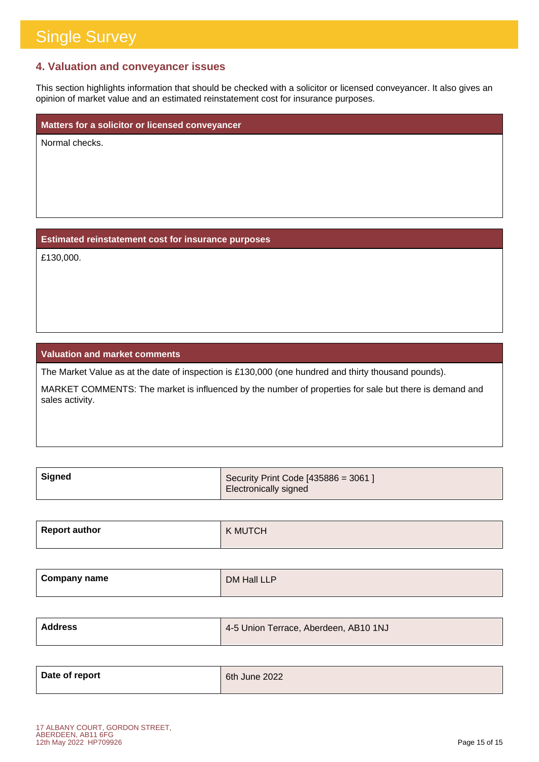# Single Survey

## 4. Valuation and conveyancer issues

This section highlights information that should be checked with a solicitor or licensed conveyancer. It also gives an opinion of market value and an estimated reinstatement cost for insurance purposes.

### Matters for a solicitor or licensed conveyancer

Normal checks.

### Estimated reinstatement cost for insurance purposes

£130,000.

### Valuation and market comments

The Market Value as at the date of inspection is £130,000 (one hundred and thirty thousand pounds).

MARKET COMMENTS: The market is influenced by the number of properties for sale but there is demand and sales activity.

| | |
|---|---|
| **Signed** | Security Print Code [435886 = 3061 ]<br>Electronically signed |
| **Report author** | K MUTCH |
| **Company name** | DM Hall LLP |
| **Address** | 4-5 Union Terrace, Aberdeen, AB10 1NJ |
| **Date of report** | 6th June 2022 |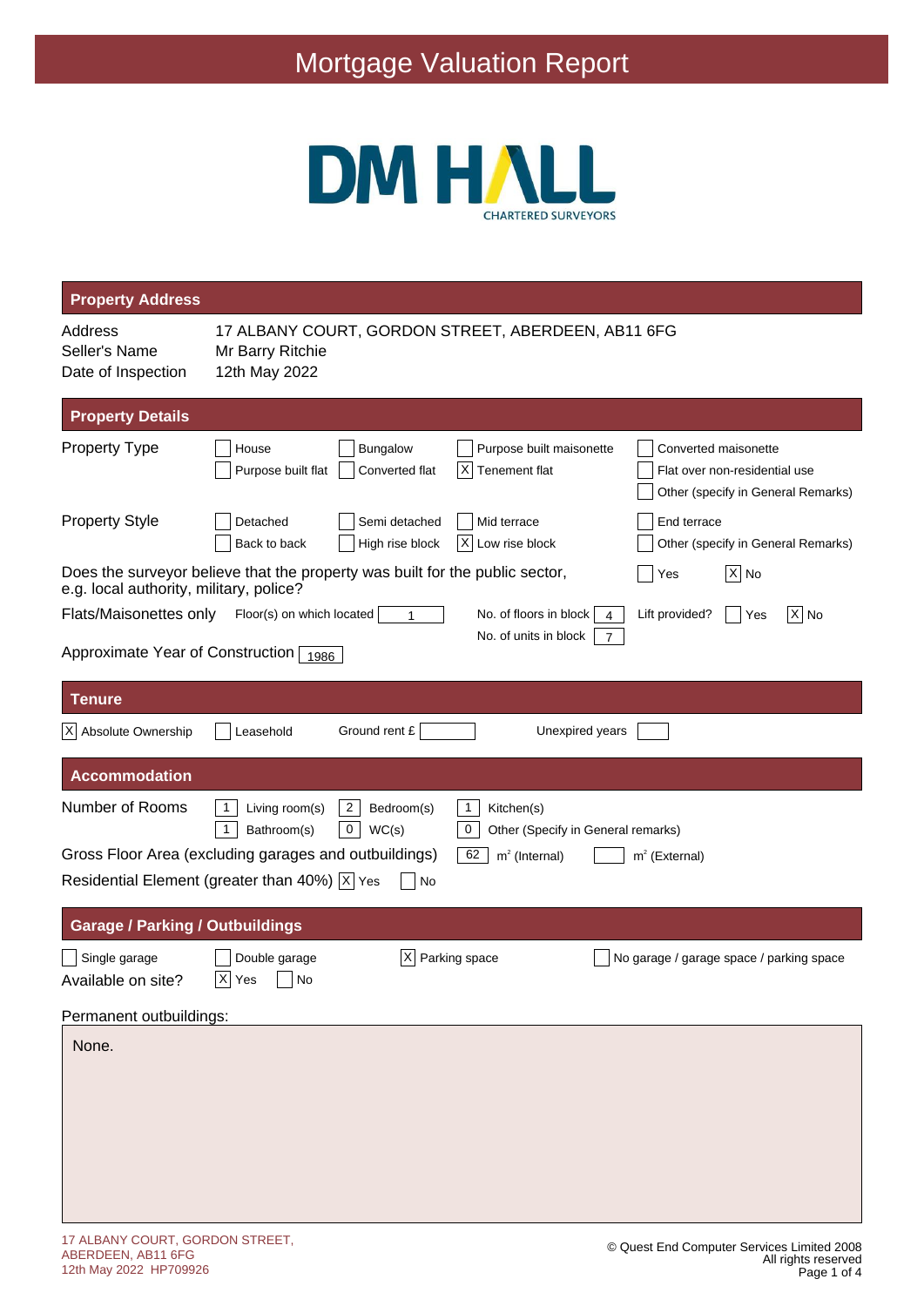# Mortgage Valuation Report

DM HALL
CHARTERED SURVEYORS

## Property Address

| | |
|---|---|
| Address | 17 ALBANY COURT, GORDON STREET, ABERDEEN, AB11 6FG |
| Seller's Name | Mr Barry Ritchie |
| Date of Inspection | 12th May 2022 |

## Property Details

**Property Type**

- [ ] House
- [ ] Bungalow
- [ ] Purpose built maisonette
- [ ] Converted maisonette
- [ ] Purpose built flat
- [ ] Converted flat
- [X] Tenement flat
- [ ] Flat over non-residential use
- [ ] Other (specify in General Remarks)

**Property Style**

- [ ] Detached
- [ ] Semi detached
- [ ] Mid terrace
- [ ] End terrace
- [ ] Back to back
- [ ] High rise block
- [X] Low rise block
- [ ] Other (specify in General Remarks)

Does the surveyor believe that the property was built for the public sector, e.g. local authority, military, police? [ ] Yes [X] No

Flats/Maisonettes only: Floor(s) on which located: 1 | No. of floors in block: 4 | Lift provided? [ ] Yes [X] No | No. of units in block: 7

Approximate Year of Construction: 1986

## Tenure

[X] Absolute Ownership [ ] Leasehold Ground rent £ ____ Unexpired years ____

## Accommodation

Number of Rooms: 1 Living room(s), 2 Bedroom(s), 1 Kitchen(s), 1 Bathroom(s), 0 WC(s), 0 Other (Specify in General remarks)

Gross Floor Area (excluding garages and outbuildings): 62 m² (Internal) ____ m² (External)

Residential Element (greater than 40%) [X] Yes [ ] No

## Garage / Parking / Outbuildings

- [ ] Single garage
- [ ] Double garage
- [X] Parking space
- [ ] No garage / garage space / parking space

Available on site? [X] Yes [ ] No

Permanent outbuildings:

None.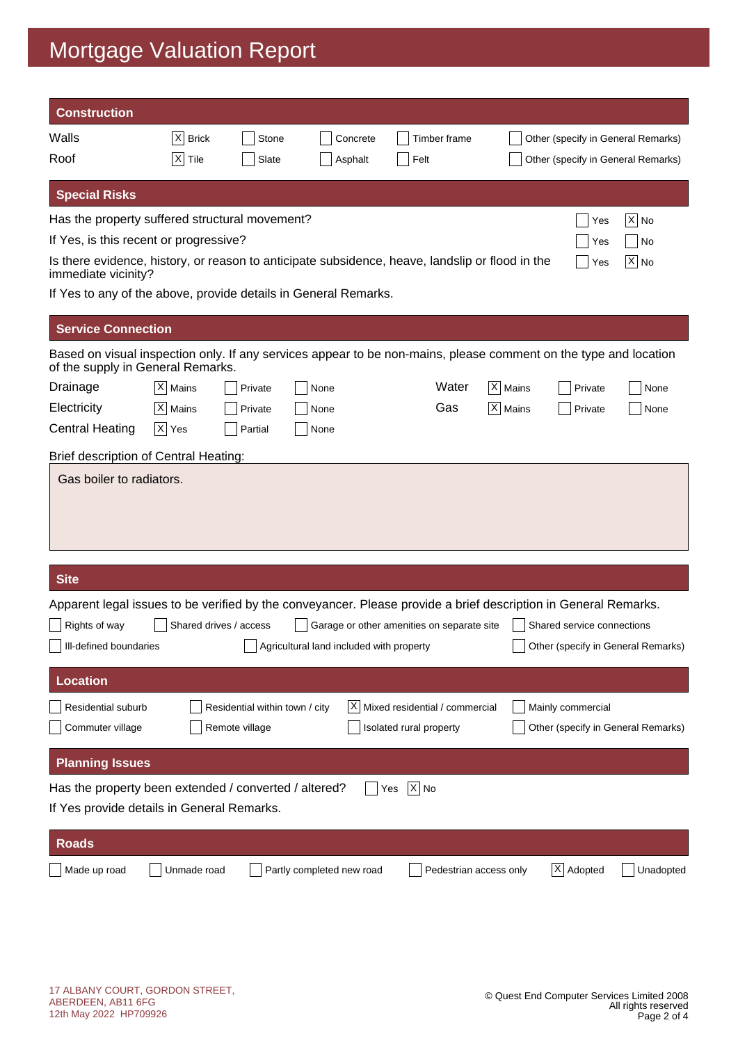# Mortgage Valuation Report

## Construction

| | | | | | |
|---|---|---|---|---|---|
| Walls | [X] Brick | [ ] Stone | [ ] Concrete | [ ] Timber frame | [ ] Other (specify in General Remarks) |
| Roof | [X] Tile | [ ] Slate | [ ] Asphalt | [ ] Felt | [ ] Other (specify in General Remarks) |

## Special Risks

| | | |
|---|---|---|
| Has the property suffered structural movement? | [ ] Yes | [X] No |
| If Yes, is this recent or progressive? | [ ] Yes | [ ] No |
| Is there evidence, history, or reason to anticipate subsidence, heave, landslip or flood in the immediate vicinity? | [ ] Yes | [X] No |

If Yes to any of the above, provide details in General Remarks.

## Service Connection

Based on visual inspection only. If any services appear to be non-mains, please comment on the type and location of the supply in General Remarks.

| | | | | | | | |
|---|---|---|---|---|---|---|---|
| Drainage | [X] Mains | [ ] Private | [ ] None | Water | [X] Mains | [ ] Private | [ ] None |
| Electricity | [X] Mains | [ ] Private | [ ] None | Gas | [X] Mains | [ ] Private | [ ] None |
| Central Heating | [X] Yes | [ ] Partial | [ ] None | | | | |

Brief description of Central Heating:

Gas boiler to radiators.

## Site

Apparent legal issues to be verified by the conveyancer. Please provide a brief description in General Remarks.

- [ ] Rights of way
- [ ] Shared drives / access
- [ ] Garage or other amenities on separate site
- [ ] Shared service connections
- [ ] Ill-defined boundaries
- [ ] Agricultural land included with property
- [ ] Other (specify in General Remarks)

## Location

- [ ] Residential suburb
- [ ] Residential within town / city
- [X] Mixed residential / commercial
- [ ] Mainly commercial
- [ ] Commuter village
- [ ] Remote village
- [ ] Isolated rural property
- [ ] Other (specify in General Remarks)

## Planning Issues

Has the property been extended / converted / altered? [ ] Yes [X] No

If Yes provide details in General Remarks.

## Roads

- [ ] Made up road
- [ ] Unmade road
- [ ] Partly completed new road
- [ ] Pedestrian access only
- [X] Adopted
- [ ] Unadopted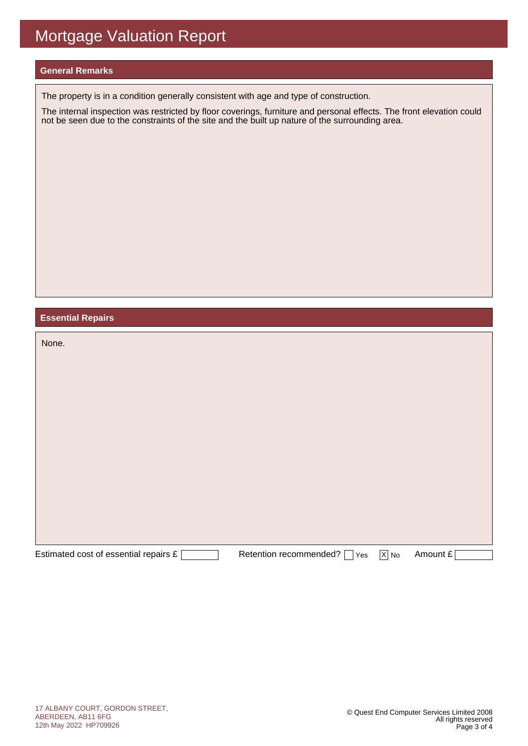# Mortgage Valuation Report

## General Remarks

The property is in a condition generally consistent with age and type of construction.

The internal inspection was restricted by floor coverings, furniture and personal effects. The front elevation could not be seen due to the constraints of the site and the built up nature of the surrounding area.

## Essential Repairs

None.

Estimated cost of essential repairs £ [ ]    Retention recommended? [ ] Yes [X] No    Amount £ [ ]

17 ALBANY COURT, GORDON STREET,
ABERDEEN, AB11 6FG
12th May 2022 HP709926

© Quest End Computer Services Limited 2008
All rights reserved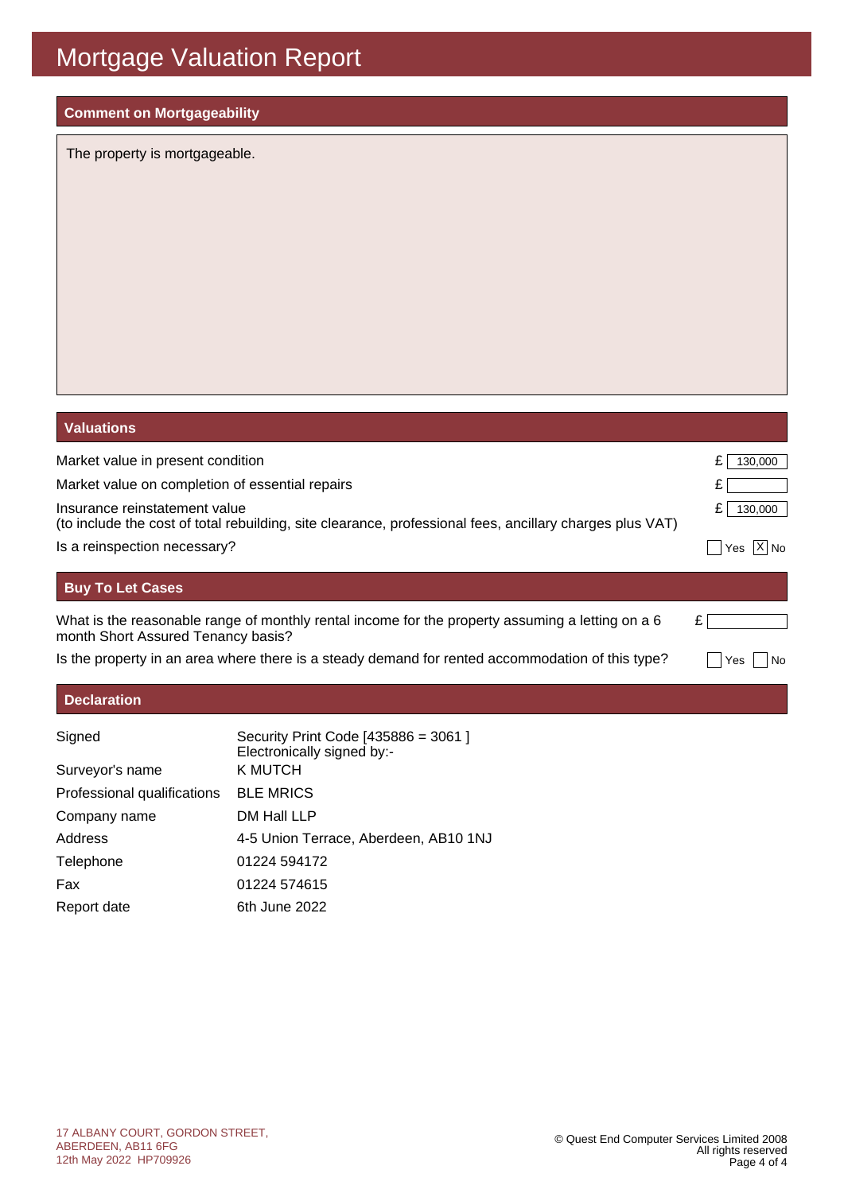# Mortgage Valuation Report

## Comment on Mortgageability

The property is mortgageable.

## Valuations

| | |
|---|---|
| Market value in present condition | £ 130,000 |
| Market value on completion of essential repairs | £ |
| Insurance reinstatement value (to include the cost of total rebuilding, site clearance, professional fees, ancillary charges plus VAT) | £ 130,000 |
| Is a reinspection necessary? | [ ] Yes [X] No |

## Buy To Let Cases

| | |
|---|---|
| What is the reasonable range of monthly rental income for the property assuming a letting on a 6 month Short Assured Tenancy basis? | £ |
| Is the property in an area where there is a steady demand for rented accommodation of this type? | [ ] Yes [ ] No |

## Declaration

| | |
|---|---|
| Signed | Security Print Code [435886 = 3061 ] Electronically signed by:- |
| Surveyor's name | K MUTCH |
| Professional qualifications | BLE MRICS |
| Company name | DM Hall LLP |
| Address | 4-5 Union Terrace, Aberdeen, AB10 1NJ |
| Telephone | 01224 594172 |
| Fax | 01224 574615 |
| Report date | 6th June 2022 |